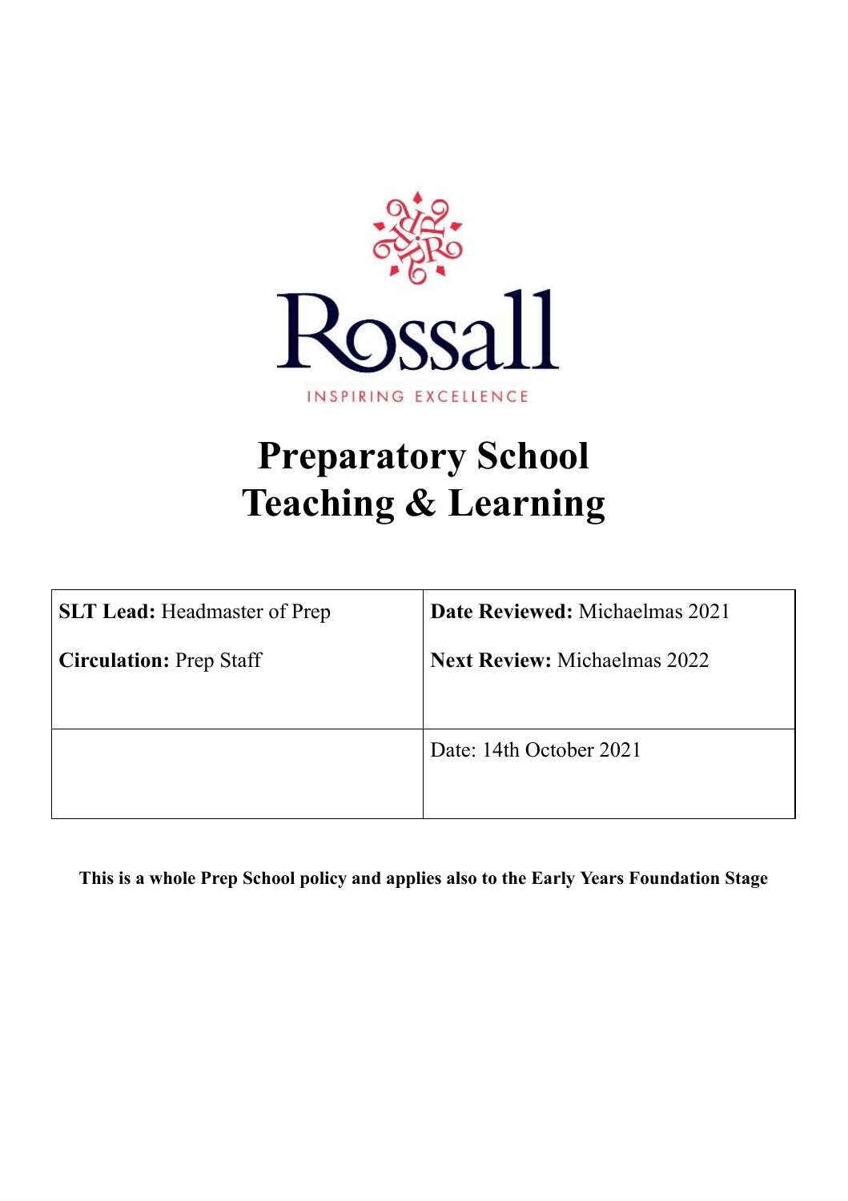Rossall

INSPIRING EXCELLENCE

# Preparatory School
# Teaching & Learning

| | |
|---|---|
| **SLT Lead:** Headmaster of Prep<br><br>**Circulation:** Prep Staff | **Date Reviewed:** Michaelmas 2021<br><br>**Next Review:** Michaelmas 2022 |
| | Date: 14th October 2021 |

**This is a whole Prep School policy and applies also to the Early Years Foundation Stage**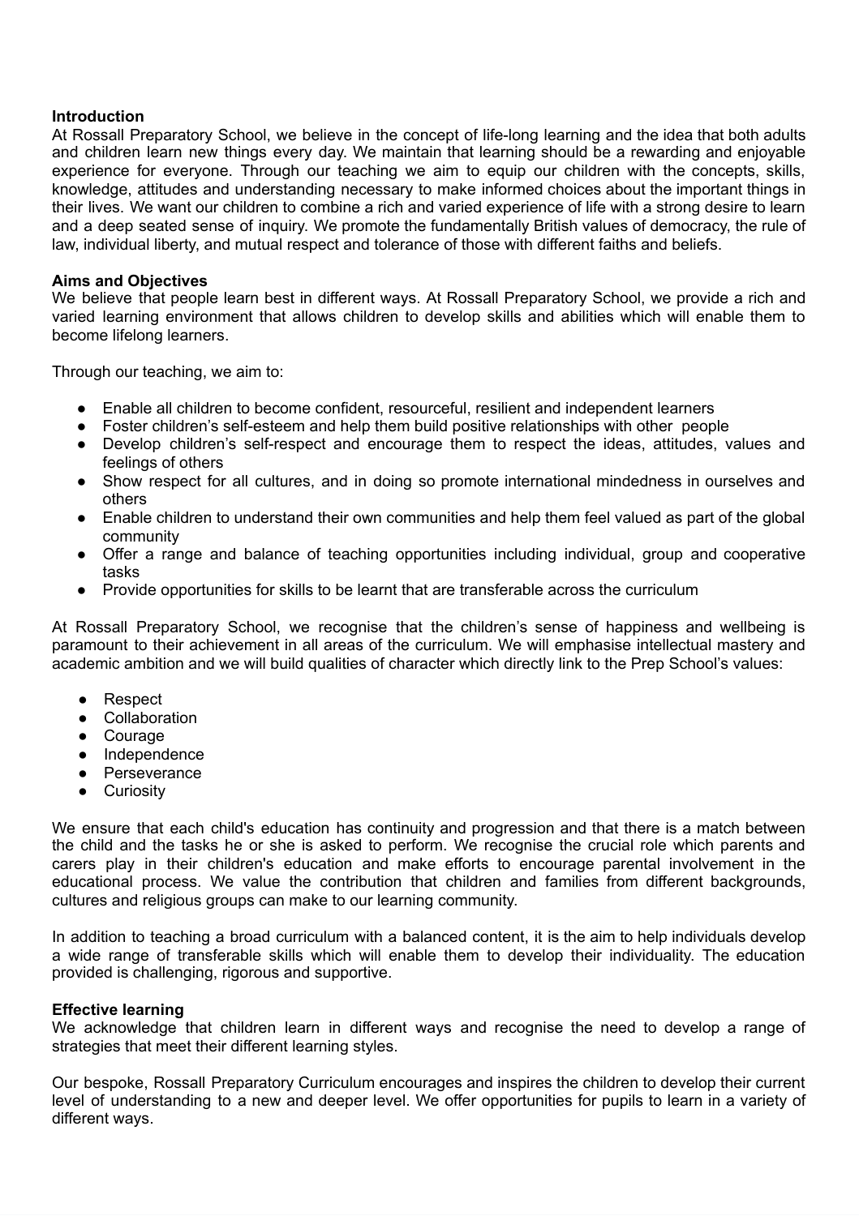**Introduction**

At Rossall Preparatory School, we believe in the concept of life-long learning and the idea that both adults and children learn new things every day. We maintain that learning should be a rewarding and enjoyable experience for everyone. Through our teaching we aim to equip our children with the concepts, skills, knowledge, attitudes and understanding necessary to make informed choices about the important things in their lives. We want our children to combine a rich and varied experience of life with a strong desire to learn and a deep seated sense of inquiry. We promote the fundamentally British values of democracy, the rule of law, individual liberty, and mutual respect and tolerance of those with different faiths and beliefs.

**Aims and Objectives**

We believe that people learn best in different ways. At Rossall Preparatory School, we provide a rich and varied learning environment that allows children to develop skills and abilities which will enable them to become lifelong learners.

Through our teaching, we aim to:

- Enable all children to become confident, resourceful, resilient and independent learners
- Foster children's self-esteem and help them build positive relationships with other people
- Develop children's self-respect and encourage them to respect the ideas, attitudes, values and feelings of others
- Show respect for all cultures, and in doing so promote international mindedness in ourselves and others
- Enable children to understand their own communities and help them feel valued as part of the global community
- Offer a range and balance of teaching opportunities including individual, group and cooperative tasks
- Provide opportunities for skills to be learnt that are transferable across the curriculum

At Rossall Preparatory School, we recognise that the children's sense of happiness and wellbeing is paramount to their achievement in all areas of the curriculum. We will emphasise intellectual mastery and academic ambition and we will build qualities of character which directly link to the Prep School's values:

- Respect
- Collaboration
- Courage
- Independence
- Perseverance
- Curiosity

We ensure that each child's education has continuity and progression and that there is a match between the child and the tasks he or she is asked to perform. We recognise the crucial role which parents and carers play in their children's education and make efforts to encourage parental involvement in the educational process. We value the contribution that children and families from different backgrounds, cultures and religious groups can make to our learning community.

In addition to teaching a broad curriculum with a balanced content, it is the aim to help individuals develop a wide range of transferable skills which will enable them to develop their individuality. The education provided is challenging, rigorous and supportive.

**Effective learning**

We acknowledge that children learn in different ways and recognise the need to develop a range of strategies that meet their different learning styles.

Our bespoke, Rossall Preparatory Curriculum encourages and inspires the children to develop their current level of understanding to a new and deeper level. We offer opportunities for pupils to learn in a variety of different ways.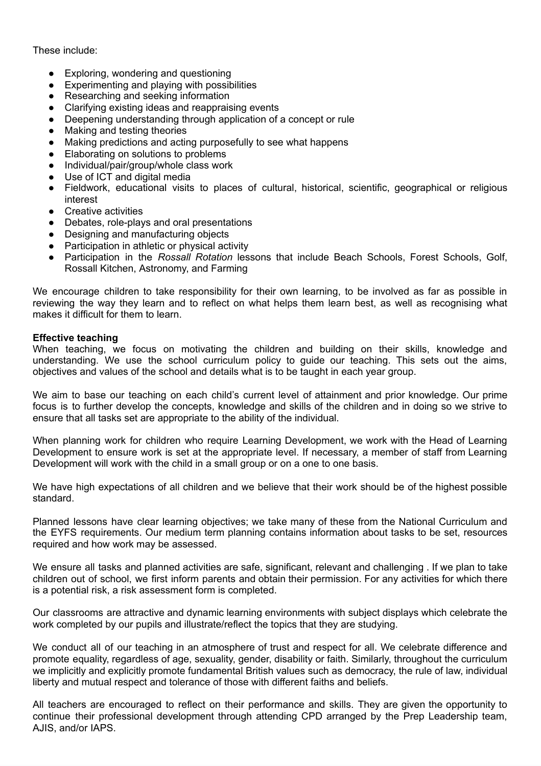These include:

- Exploring, wondering and questioning
- Experimenting and playing with possibilities
- Researching and seeking information
- Clarifying existing ideas and reappraising events
- Deepening understanding through application of a concept or rule
- Making and testing theories
- Making predictions and acting purposefully to see what happens
- Elaborating on solutions to problems
- Individual/pair/group/whole class work
- Use of ICT and digital media
- Fieldwork, educational visits to places of cultural, historical, scientific, geographical or religious interest
- Creative activities
- Debates, role-plays and oral presentations
- Designing and manufacturing objects
- Participation in athletic or physical activity
- Participation in the *Rossall Rotation* lessons that include Beach Schools, Forest Schools, Golf, Rossall Kitchen, Astronomy, and Farming

We encourage children to take responsibility for their own learning, to be involved as far as possible in reviewing the way they learn and to reflect on what helps them learn best, as well as recognising what makes it difficult for them to learn.

**Effective teaching**

When teaching, we focus on motivating the children and building on their skills, knowledge and understanding. We use the school curriculum policy to guide our teaching. This sets out the aims, objectives and values of the school and details what is to be taught in each year group.

We aim to base our teaching on each child's current level of attainment and prior knowledge. Our prime focus is to further develop the concepts, knowledge and skills of the children and in doing so we strive to ensure that all tasks set are appropriate to the ability of the individual.

When planning work for children who require Learning Development, we work with the Head of Learning Development to ensure work is set at the appropriate level. If necessary, a member of staff from Learning Development will work with the child in a small group or on a one to one basis.

We have high expectations of all children and we believe that their work should be of the highest possible standard.

Planned lessons have clear learning objectives; we take many of these from the National Curriculum and the EYFS requirements. Our medium term planning contains information about tasks to be set, resources required and how work may be assessed.

We ensure all tasks and planned activities are safe, significant, relevant and challenging . If we plan to take children out of school, we first inform parents and obtain their permission. For any activities for which there is a potential risk, a risk assessment form is completed.

Our classrooms are attractive and dynamic learning environments with subject displays which celebrate the work completed by our pupils and illustrate/reflect the topics that they are studying.

We conduct all of our teaching in an atmosphere of trust and respect for all. We celebrate difference and promote equality, regardless of age, sexuality, gender, disability or faith. Similarly, throughout the curriculum we implicitly and explicitly promote fundamental British values such as democracy, the rule of law, individual liberty and mutual respect and tolerance of those with different faiths and beliefs.

All teachers are encouraged to reflect on their performance and skills. They are given the opportunity to continue their professional development through attending CPD arranged by the Prep Leadership team, AJIS, and/or IAPS.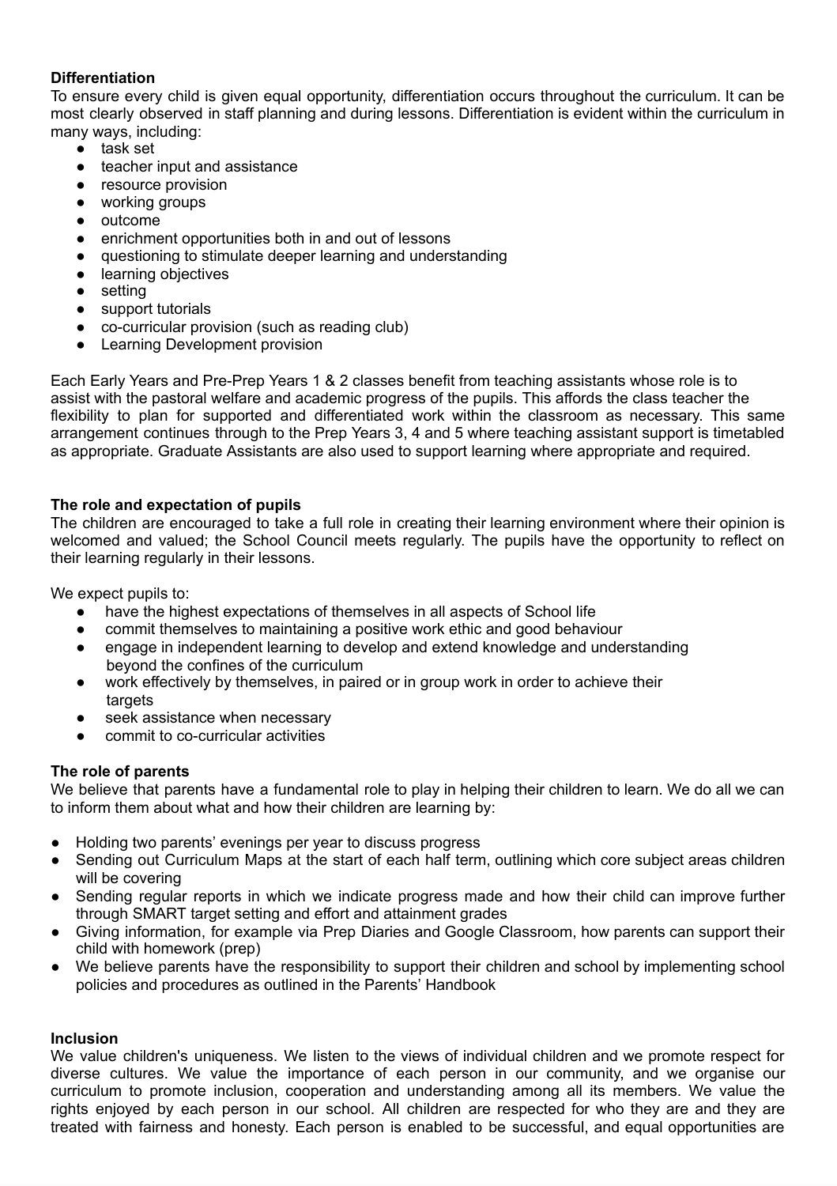**Differentiation**

To ensure every child is given equal opportunity, differentiation occurs throughout the curriculum. It can be most clearly observed in staff planning and during lessons. Differentiation is evident within the curriculum in many ways, including:

- task set
- teacher input and assistance
- resource provision
- working groups
- outcome
- enrichment opportunities both in and out of lessons
- questioning to stimulate deeper learning and understanding
- learning objectives
- setting
- support tutorials
- co-curricular provision (such as reading club)
- Learning Development provision

Each Early Years and Pre-Prep Years 1 & 2 classes benefit from teaching assistants whose role is to assist with the pastoral welfare and academic progress of the pupils. This affords the class teacher the flexibility to plan for supported and differentiated work within the classroom as necessary. This same arrangement continues through to the Prep Years 3, 4 and 5 where teaching assistant support is timetabled as appropriate. Graduate Assistants are also used to support learning where appropriate and required.

**The role and expectation of pupils**

The children are encouraged to take a full role in creating their learning environment where their opinion is welcomed and valued; the School Council meets regularly. The pupils have the opportunity to reflect on their learning regularly in their lessons.

We expect pupils to:

- have the highest expectations of themselves in all aspects of School life
- commit themselves to maintaining a positive work ethic and good behaviour
- engage in independent learning to develop and extend knowledge and understanding beyond the confines of the curriculum
- work effectively by themselves, in paired or in group work in order to achieve their targets
- seek assistance when necessary
- commit to co-curricular activities

**The role of parents**

We believe that parents have a fundamental role to play in helping their children to learn. We do all we can to inform them about what and how their children are learning by:

- Holding two parents' evenings per year to discuss progress
- Sending out Curriculum Maps at the start of each half term, outlining which core subject areas children will be covering
- Sending regular reports in which we indicate progress made and how their child can improve further through SMART target setting and effort and attainment grades
- Giving information, for example via Prep Diaries and Google Classroom, how parents can support their child with homework (prep)
- We believe parents have the responsibility to support their children and school by implementing school policies and procedures as outlined in the Parents' Handbook

**Inclusion**

We value children's uniqueness. We listen to the views of individual children and we promote respect for diverse cultures. We value the importance of each person in our community, and we organise our curriculum to promote inclusion, cooperation and understanding among all its members. We value the rights enjoyed by each person in our school. All children are respected for who they are and they are treated with fairness and honesty. Each person is enabled to be successful, and equal opportunities are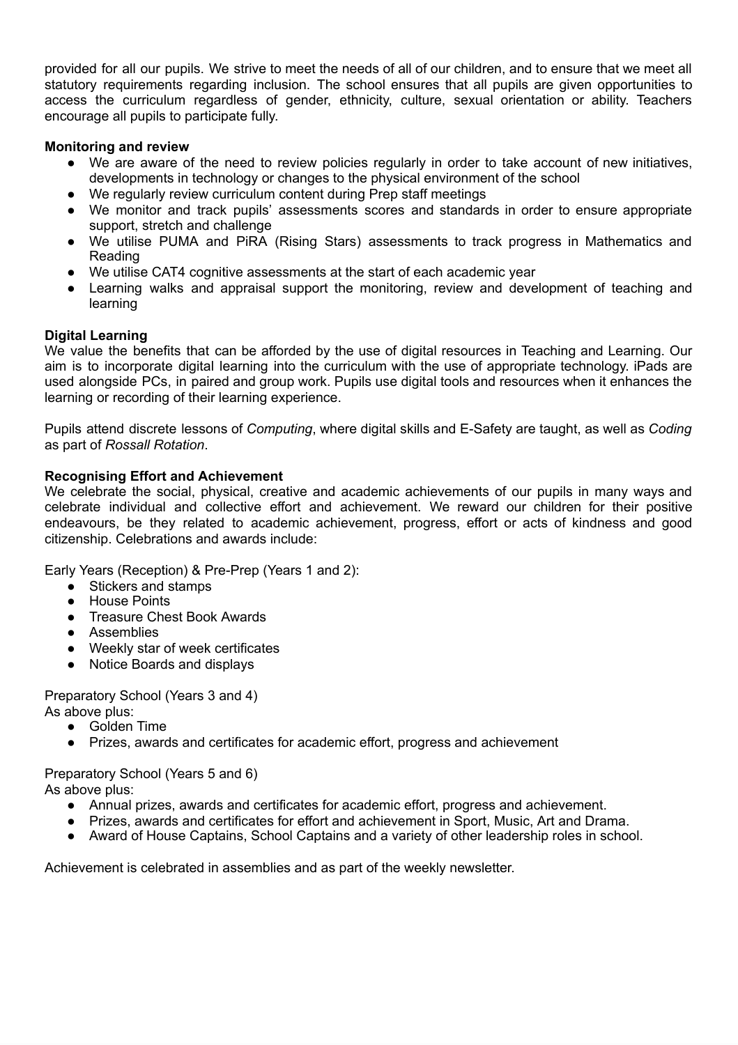provided for all our pupils. We strive to meet the needs of all of our children, and to ensure that we meet all statutory requirements regarding inclusion. The school ensures that all pupils are given opportunities to access the curriculum regardless of gender, ethnicity, culture, sexual orientation or ability. Teachers encourage all pupils to participate fully.

**Monitoring and review**

- We are aware of the need to review policies regularly in order to take account of new initiatives, developments in technology or changes to the physical environment of the school
- We regularly review curriculum content during Prep staff meetings
- We monitor and track pupils' assessments scores and standards in order to ensure appropriate support, stretch and challenge
- We utilise PUMA and PiRA (Rising Stars) assessments to track progress in Mathematics and Reading
- We utilise CAT4 cognitive assessments at the start of each academic year
- Learning walks and appraisal support the monitoring, review and development of teaching and learning

**Digital Learning**

We value the benefits that can be afforded by the use of digital resources in Teaching and Learning. Our aim is to incorporate digital learning into the curriculum with the use of appropriate technology. iPads are used alongside PCs, in paired and group work. Pupils use digital tools and resources when it enhances the learning or recording of their learning experience.

Pupils attend discrete lessons of *Computing*, where digital skills and E-Safety are taught, as well as *Coding* as part of *Rossall Rotation*.

**Recognising Effort and Achievement**

We celebrate the social, physical, creative and academic achievements of our pupils in many ways and celebrate individual and collective effort and achievement. We reward our children for their positive endeavours, be they related to academic achievement, progress, effort or acts of kindness and good citizenship. Celebrations and awards include:

Early Years (Reception) & Pre-Prep (Years 1 and 2):

- Stickers and stamps
- House Points
- Treasure Chest Book Awards
- Assemblies
- Weekly star of week certificates
- Notice Boards and displays

Preparatory School (Years 3 and 4)
As above plus:

- Golden Time
- Prizes, awards and certificates for academic effort, progress and achievement

Preparatory School (Years 5 and 6)
As above plus:

- Annual prizes, awards and certificates for academic effort, progress and achievement.
- Prizes, awards and certificates for effort and achievement in Sport, Music, Art and Drama.
- Award of House Captains, School Captains and a variety of other leadership roles in school.

Achievement is celebrated in assemblies and as part of the weekly newsletter.